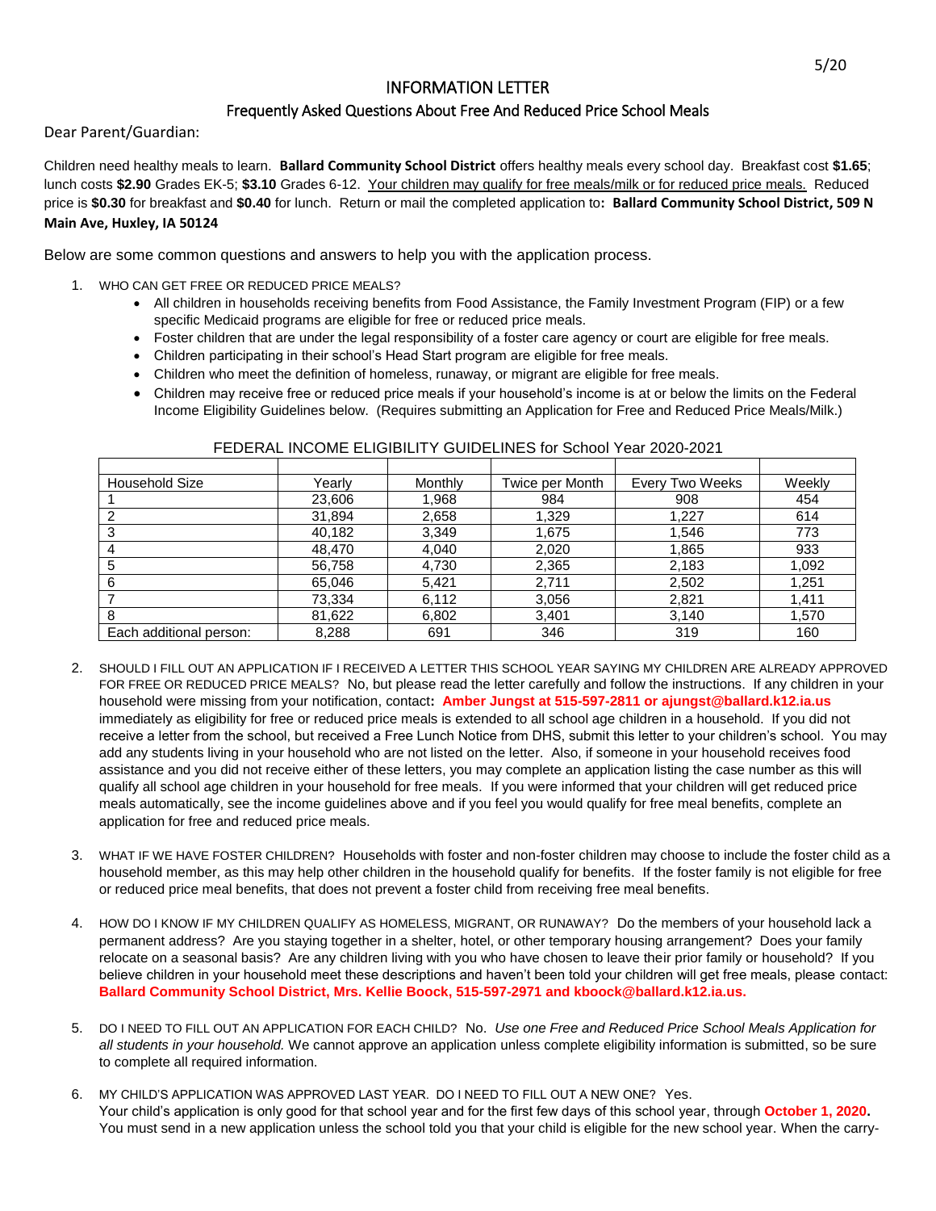5/20

# INFORMATION LETTER

## Frequently Asked Questions About Free And Reduced Price School Meals

Dear Parent/Guardian:

Children need healthy meals to learn. **Ballard Community School District** offers healthy meals every school day. Breakfast cost **$1.65**; lunch costs **$2.90** Grades EK-5; **$3.10** Grades 6-12. Your children may qualify for free meals/milk or for reduced price meals. Reduced price is **$0.30** for breakfast and **$0.40** for lunch. Return or mail the completed application to**: Ballard Community School District, 509 N Main Ave, Huxley, IA 50124**

Below are some common questions and answers to help you with the application process.

1. WHO CAN GET FREE OR REDUCED PRICE MEALS?
   - All children in households receiving benefits from Food Assistance, the Family Investment Program (FIP) or a few specific Medicaid programs are eligible for free or reduced price meals.
   - Foster children that are under the legal responsibility of a foster care agency or court are eligible for free meals.
   - Children participating in their school's Head Start program are eligible for free meals.
   - Children who meet the definition of homeless, runaway, or migrant are eligible for free meals.
   - Children may receive free or reduced price meals if your household's income is at or below the limits on the Federal Income Eligibility Guidelines below. (Requires submitting an Application for Free and Reduced Price Meals/Milk.)

FEDERAL INCOME ELIGIBILITY GUIDELINES for School Year 2020-2021

| Household Size | Yearly | Monthly | Twice per Month | Every Two Weeks | Weekly |
|---|---|---|---|---|---|
| 1 | 23,606 | 1,968 | 984 | 908 | 454 |
| 2 | 31,894 | 2,658 | 1,329 | 1,227 | 614 |
| 3 | 40,182 | 3,349 | 1,675 | 1,546 | 773 |
| 4 | 48,470 | 4,040 | 2,020 | 1,865 | 933 |
| 5 | 56,758 | 4,730 | 2,365 | 2,183 | 1,092 |
| 6 | 65,046 | 5,421 | 2,711 | 2,502 | 1,251 |
| 7 | 73,334 | 6,112 | 3,056 | 2,821 | 1,411 |
| 8 | 81,622 | 6,802 | 3,401 | 3,140 | 1,570 |
| Each additional person: | 8,288 | 691 | 346 | 319 | 160 |

2. SHOULD I FILL OUT AN APPLICATION IF I RECEIVED A LETTER THIS SCHOOL YEAR SAYING MY CHILDREN ARE ALREADY APPROVED FOR FREE OR REDUCED PRICE MEALS? No, but please read the letter carefully and follow the instructions. If any children in your household were missing from your notification, contact**: Amber Jungst at 515-597-2811 or ajungst@ballard.k12.ia.us** immediately as eligibility for free or reduced price meals is extended to all school age children in a household. If you did not receive a letter from the school, but received a Free Lunch Notice from DHS, submit this letter to your children's school. You may add any students living in your household who are not listed on the letter. Also, if someone in your household receives food assistance and you did not receive either of these letters, you may complete an application listing the case number as this will qualify all school age children in your household for free meals. If you were informed that your children will get reduced price meals automatically, see the income guidelines above and if you feel you would qualify for free meal benefits, complete an application for free and reduced price meals.

3. WHAT IF WE HAVE FOSTER CHILDREN? Households with foster and non-foster children may choose to include the foster child as a household member, as this may help other children in the household qualify for benefits. If the foster family is not eligible for free or reduced price meal benefits, that does not prevent a foster child from receiving free meal benefits.

4. HOW DO I KNOW IF MY CHILDREN QUALIFY AS HOMELESS, MIGRANT, OR RUNAWAY? Do the members of your household lack a permanent address? Are you staying together in a shelter, hotel, or other temporary housing arrangement? Does your family relocate on a seasonal basis? Are any children living with you who have chosen to leave their prior family or household? If you believe children in your household meet these descriptions and haven't been told your children will get free meals, please contact: **Ballard Community School District, Mrs. Kellie Boock, 515-597-2971 and kboock@ballard.k12.ia.us.**

5. DO I NEED TO FILL OUT AN APPLICATION FOR EACH CHILD? No. *Use one Free and Reduced Price School Meals Application for all students in your household.* We cannot approve an application unless complete eligibility information is submitted, so be sure to complete all required information.

6. MY CHILD'S APPLICATION WAS APPROVED LAST YEAR. DO I NEED TO FILL OUT A NEW ONE? Yes. Your child's application is only good for that school year and for the first few days of this school year, through **October 1, 2020.** You must send in a new application unless the school told you that your child is eligible for the new school year. When the carry-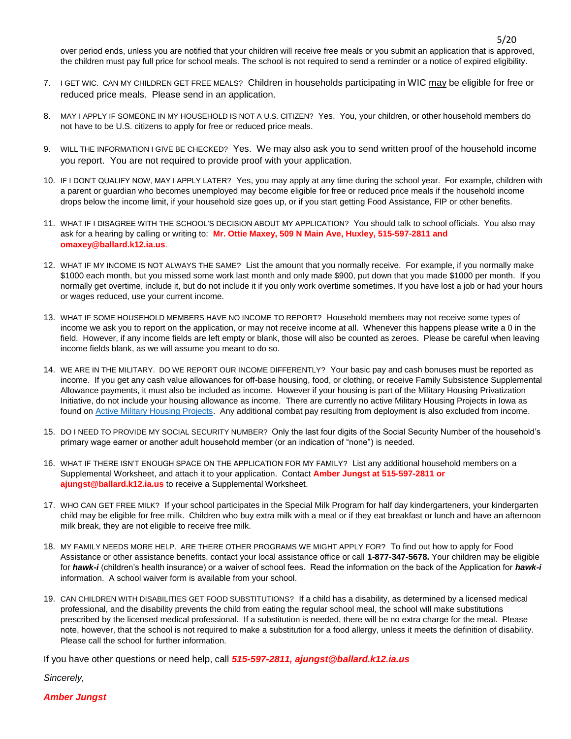over period ends, unless you are notified that your children will receive free meals or you submit an application that is approved, the children must pay full price for school meals. The school is not required to send a reminder or a notice of expired eligibility.

7. I GET WIC. CAN MY CHILDREN GET FREE MEALS? Children in households participating in WIC may be eligible for free or reduced price meals. Please send in an application.

8. MAY I APPLY IF SOMEONE IN MY HOUSEHOLD IS NOT A U.S. CITIZEN? Yes. You, your children, or other household members do not have to be U.S. citizens to apply for free or reduced price meals.

9. WILL THE INFORMATION I GIVE BE CHECKED? Yes. We may also ask you to send written proof of the household income you report. You are not required to provide proof with your application.

10. IF I DON'T QUALIFY NOW, MAY I APPLY LATER? Yes, you may apply at any time during the school year. For example, children with a parent or guardian who becomes unemployed may become eligible for free or reduced price meals if the household income drops below the income limit, if your household size goes up, or if you start getting Food Assistance, FIP or other benefits.

11. WHAT IF I DISAGREE WITH THE SCHOOL'S DECISION ABOUT MY APPLICATION? You should talk to school officials. You also may ask for a hearing by calling or writing to: **Mr. Ottie Maxey, 509 N Main Ave, Huxley, 515-597-2811 and omaxey@ballard.k12.ia.us**.

12. WHAT IF MY INCOME IS NOT ALWAYS THE SAME? List the amount that you normally receive. For example, if you normally make $1000 each month, but you missed some work last month and only made $900, put down that you made $1000 per month. If you normally get overtime, include it, but do not include it if you only work overtime sometimes. If you have lost a job or had your hours or wages reduced, use your current income.

13. WHAT IF SOME HOUSEHOLD MEMBERS HAVE NO INCOME TO REPORT? Household members may not receive some types of income we ask you to report on the application, or may not receive income at all. Whenever this happens please write a 0 in the field. However, if any income fields are left empty or blank, those will also be counted as zeroes. Please be careful when leaving income fields blank, as we will assume you meant to do so.

14. WE ARE IN THE MILITARY. DO WE REPORT OUR INCOME DIFFERENTLY? Your basic pay and cash bonuses must be reported as income. If you get any cash value allowances for off-base housing, food, or clothing, or receive Family Subsistence Supplemental Allowance payments, it must also be included as income. However if your housing is part of the Military Housing Privatization Initiative, do not include your housing allowance as income. There are currently no active Military Housing Projects in Iowa as found on Active Military Housing Projects. Any additional combat pay resulting from deployment is also excluded from income.

15. DO I NEED TO PROVIDE MY SOCIAL SECURITY NUMBER? Only the last four digits of the Social Security Number of the household's primary wage earner or another adult household member (or an indication of "none") is needed.

16. WHAT IF THERE ISN'T ENOUGH SPACE ON THE APPLICATION FOR MY FAMILY? List any additional household members on a Supplemental Worksheet, and attach it to your application. Contact **Amber Jungst at 515-597-2811 or ajungst@ballard.k12.ia.us** to receive a Supplemental Worksheet.

17. WHO CAN GET FREE MILK? If your school participates in the Special Milk Program for half day kindergarteners, your kindergarten child may be eligible for free milk. Children who buy extra milk with a meal or if they eat breakfast or lunch and have an afternoon milk break, they are not eligible to receive free milk.

18. MY FAMILY NEEDS MORE HELP. ARE THERE OTHER PROGRAMS WE MIGHT APPLY FOR? To find out how to apply for Food Assistance or other assistance benefits, contact your local assistance office or call **1-877-347-5678.** Your children may be eligible for ***hawk-i*** (children's health insurance) or a waiver of school fees. Read the information on the back of the Application for ***hawk-i*** information. A school waiver form is available from your school.

19. CAN CHILDREN WITH DISABILITIES GET FOOD SUBSTITUTIONS? If a child has a disability, as determined by a licensed medical professional, and the disability prevents the child from eating the regular school meal, the school will make substitutions prescribed by the licensed medical professional. If a substitution is needed, there will be no extra charge for the meal. Please note, however, that the school is not required to make a substitution for a food allergy, unless it meets the definition of disability. Please call the school for further information.

If you have other questions or need help, call ***515-597-2811, ajungst@ballard.k12.ia.us***

*Sincerely,*

***Amber Jungst***